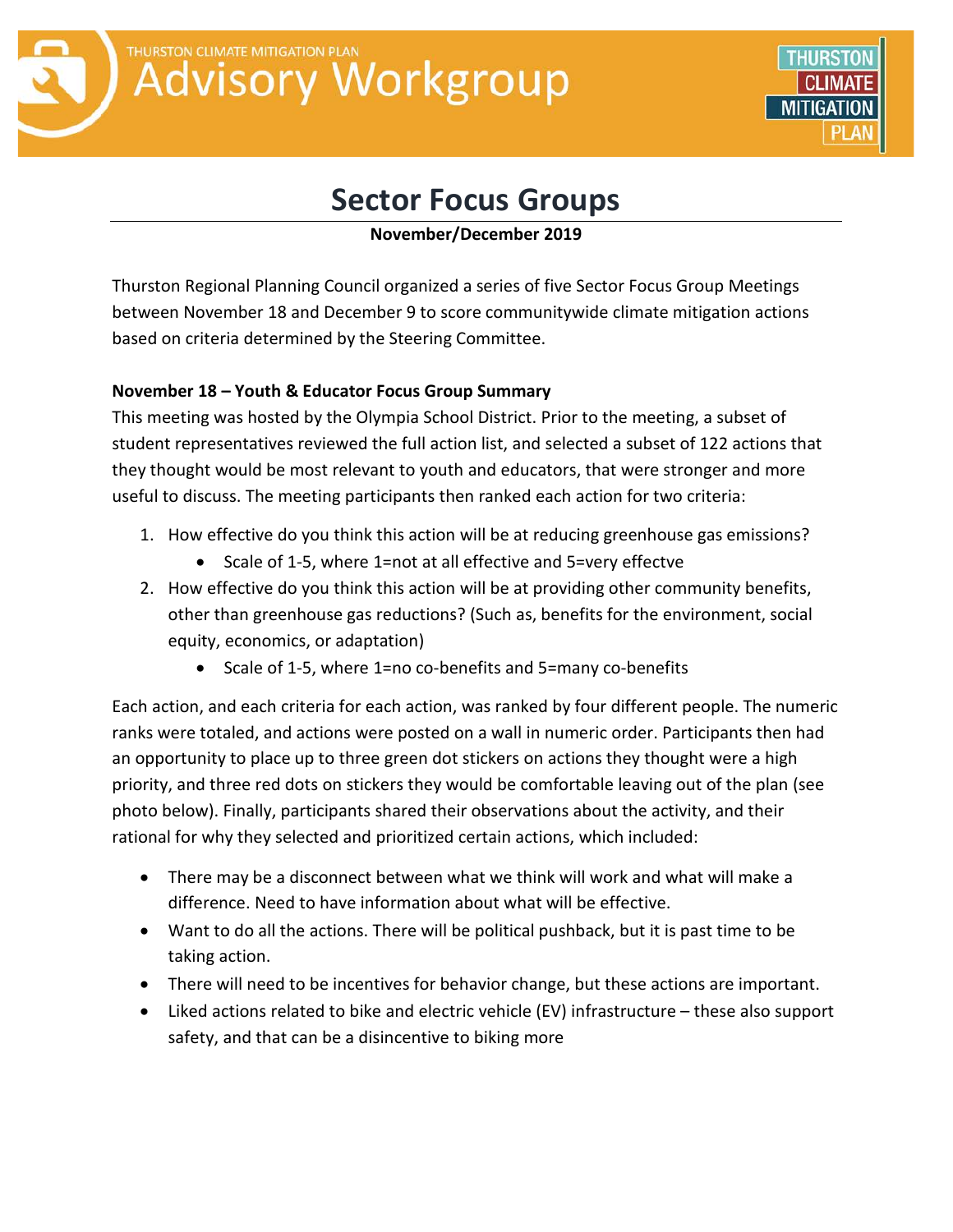THURSTON CLIMATE MITIGATION PLAN

# Advisory Workgroup

# Sector Focus Groups

**November/December 2019**

Thurston Regional Planning Council organized a series of five Sector Focus Group Meetings between November 18 and December 9 to score communitywide climate mitigation actions based on criteria determined by the Steering Committee.

**November 18 – Youth & Educator Focus Group Summary**

This meeting was hosted by the Olympia School District. Prior to the meeting, a subset of student representatives reviewed the full action list, and selected a subset of 122 actions that they thought would be most relevant to youth and educators, that were stronger and more useful to discuss. The meeting participants then ranked each action for two criteria:

1. How effective do you think this action will be at reducing greenhouse gas emissions?
   - Scale of 1-5, where 1=not at all effective and 5=very effectve
2. How effective do you think this action will be at providing other community benefits, other than greenhouse gas reductions? (Such as, benefits for the environment, social equity, economics, or adaptation)
   - Scale of 1-5, where 1=no co-benefits and 5=many co-benefits

Each action, and each criteria for each action, was ranked by four different people. The numeric ranks were totaled, and actions were posted on a wall in numeric order. Participants then had an opportunity to place up to three green dot stickers on actions they thought were a high priority, and three red dots on stickers they would be comfortable leaving out of the plan (see photo below). Finally, participants shared their observations about the activity, and their rational for why they selected and prioritized certain actions, which included:

- There may be a disconnect between what we think will work and what will make a difference. Need to have information about what will be effective.
- Want to do all the actions. There will be political pushback, but it is past time to be taking action.
- There will need to be incentives for behavior change, but these actions are important.
- Liked actions related to bike and electric vehicle (EV) infrastructure – these also support safety, and that can be a disincentive to biking more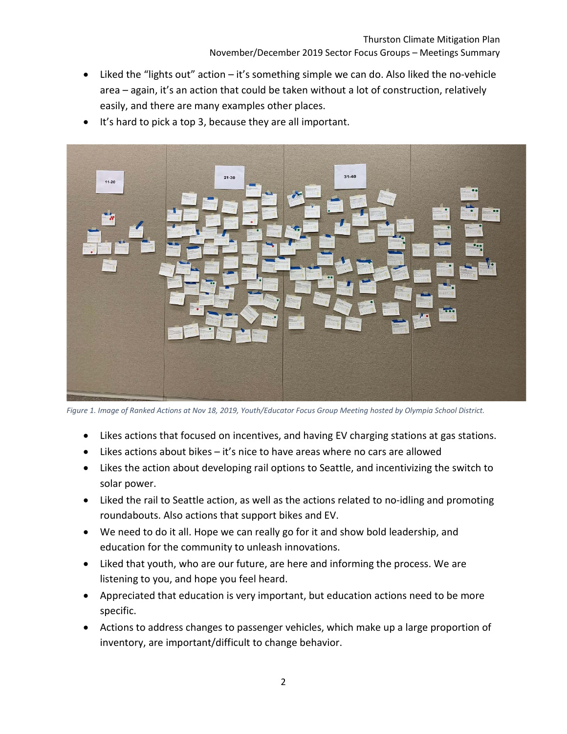- Liked the "lights out" action – it's something simple we can do. Also liked the no-vehicle area – again, it's an action that could be taken without a lot of construction, relatively easily, and there are many examples other places.
- It's hard to pick a top 3, because they are all important.

*Figure 1. Image of Ranked Actions at Nov 18, 2019, Youth/Educator Focus Group Meeting hosted by Olympia School District.*

- Likes actions that focused on incentives, and having EV charging stations at gas stations.
- Likes actions about bikes – it's nice to have areas where no cars are allowed
- Likes the action about developing rail options to Seattle, and incentivizing the switch to solar power.
- Liked the rail to Seattle action, as well as the actions related to no-idling and promoting roundabouts. Also actions that support bikes and EV.
- We need to do it all. Hope we can really go for it and show bold leadership, and education for the community to unleash innovations.
- Liked that youth, who are our future, are here and informing the process. We are listening to you, and hope you feel heard.
- Appreciated that education is very important, but education actions need to be more specific.
- Actions to address changes to passenger vehicles, which make up a large proportion of inventory, are important/difficult to change behavior.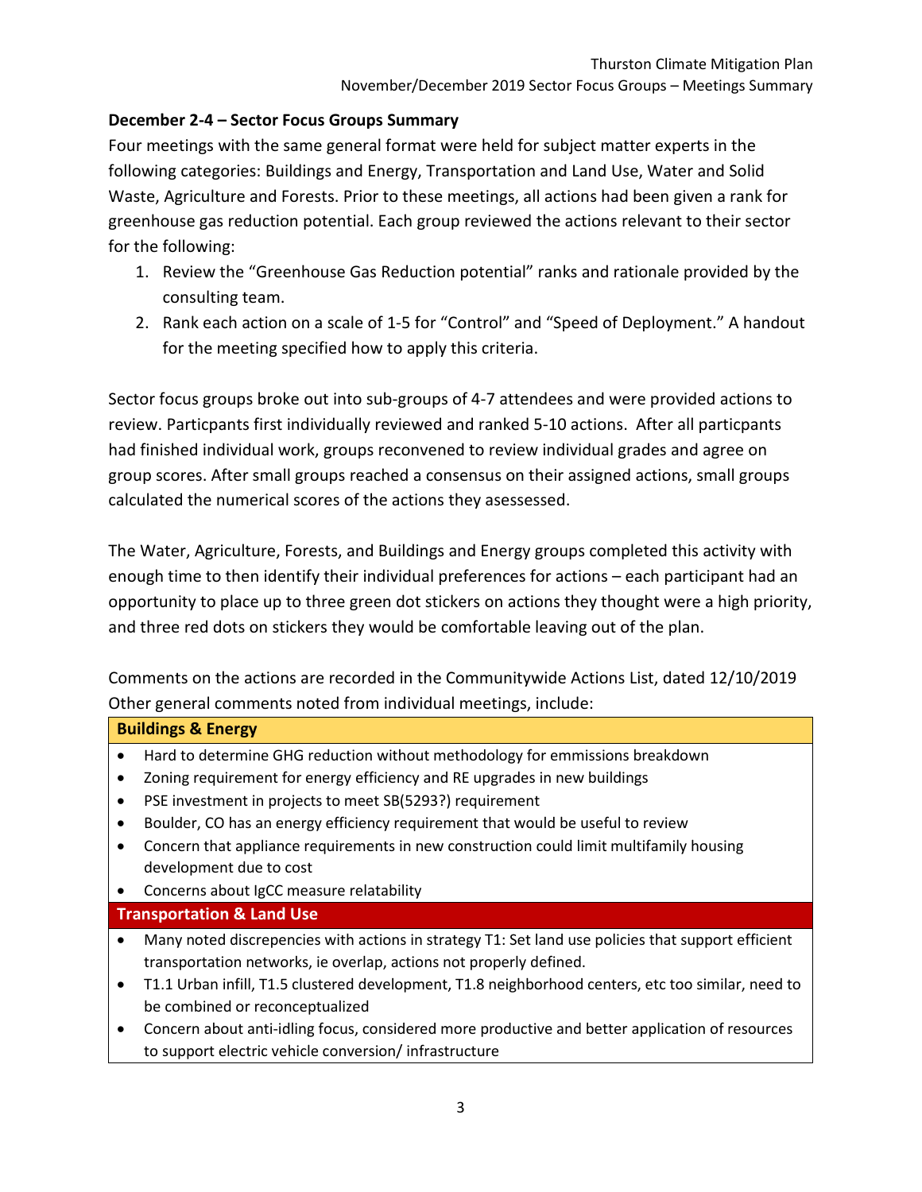### December 2-4 – Sector Focus Groups Summary

Four meetings with the same general format were held for subject matter experts in the following categories: Buildings and Energy, Transportation and Land Use, Water and Solid Waste, Agriculture and Forests. Prior to these meetings, all actions had been given a rank for greenhouse gas reduction potential. Each group reviewed the actions relevant to their sector for the following:

1. Review the "Greenhouse Gas Reduction potential" ranks and rationale provided by the consulting team.
2. Rank each action on a scale of 1-5 for "Control" and "Speed of Deployment." A handout for the meeting specified how to apply this criteria.

Sector focus groups broke out into sub-groups of 4-7 attendees and were provided actions to review. Particpants first individually reviewed and ranked 5-10 actions. After all particpants had finished individual work, groups reconvened to review individual grades and agree on group scores. After small groups reached a consensus on their assigned actions, small groups calculated the numerical scores of the actions they asessessed.

The Water, Agriculture, Forests, and Buildings and Energy groups completed this activity with enough time to then identify their individual preferences for actions – each participant had an opportunity to place up to three green dot stickers on actions they thought were a high priority, and three red dots on stickers they would be comfortable leaving out of the plan.

Comments on the actions are recorded in the Communitywide Actions List, dated 12/10/2019
Other general comments noted from individual meetings, include:

| **Buildings & Energy** |
| --- |
| • Hard to determine GHG reduction without methodology for emmissions breakdown<br>• Zoning requirement for energy efficiency and RE upgrades in new buildings<br>• PSE investment in projects to meet SB(5293?) requirement<br>• Boulder, CO has an energy efficiency requirement that would be useful to review<br>• Concern that appliance requirements in new construction could limit multifamily housing development due to cost<br>• Concerns about IgCC measure relatability |
| **Transportation & Land Use** |
| • Many noted discrepencies with actions in strategy T1: Set land use policies that support efficient transportation networks, ie overlap, actions not properly defined.<br>• T1.1 Urban infill, T1.5 clustered development, T1.8 neighborhood centers, etc too similar, need to be combined or reconceptualized<br>• Concern about anti-idling focus, considered more productive and better application of resources to support electric vehicle conversion/ infrastructure |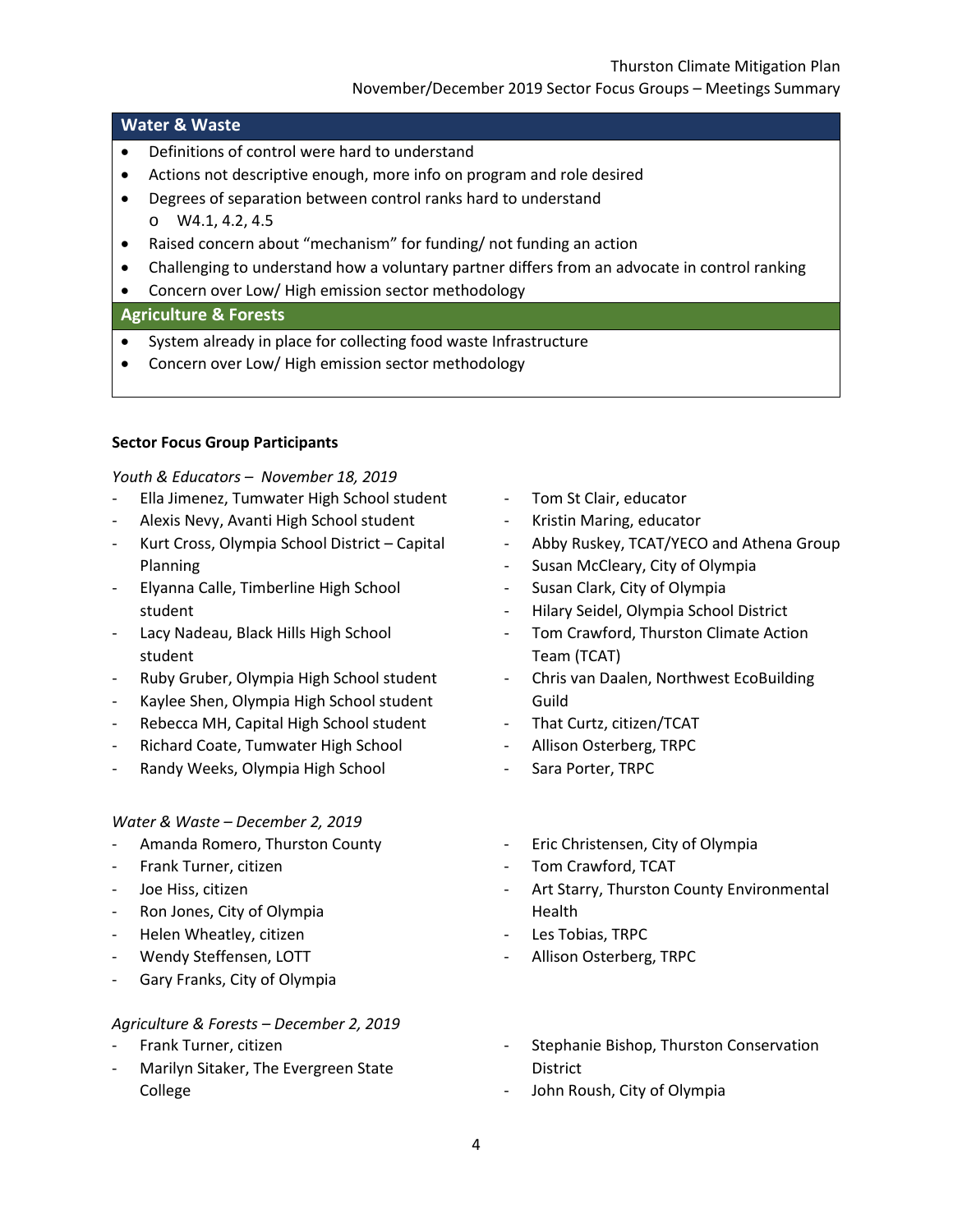| Water & Waste |
| --- |
| • Definitions of control were hard to understand<br>• Actions not descriptive enough, more info on program and role desired<br>• Degrees of separation between control ranks hard to understand<br>    o W4.1, 4.2, 4.5<br>• Raised concern about "mechanism" for funding/ not funding an action<br>• Challenging to understand how a voluntary partner differs from an advocate in control ranking<br>• Concern over Low/ High emission sector methodology |
| **Agriculture & Forests** |
| • System already in place for collecting food waste Infrastructure<br>• Concern over Low/ High emission sector methodology |

**Sector Focus Group Participants**

*Youth & Educators – November 18, 2019*

- Ella Jimenez, Tumwater High School student
- Alexis Nevy, Avanti High School student
- Kurt Cross, Olympia School District – Capital Planning
- Elyanna Calle, Timberline High School student
- Lacy Nadeau, Black Hills High School student
- Ruby Gruber, Olympia High School student
- Kaylee Shen, Olympia High School student
- Rebecca MH, Capital High School student
- Richard Coate, Tumwater High School
- Randy Weeks, Olympia High School
- Tom St Clair, educator
- Kristin Maring, educator
- Abby Ruskey, TCAT/YECO and Athena Group
- Susan McCleary, City of Olympia
- Susan Clark, City of Olympia
- Hilary Seidel, Olympia School District
- Tom Crawford, Thurston Climate Action Team (TCAT)
- Chris van Daalen, Northwest EcoBuilding Guild
- That Curtz, citizen/TCAT
- Allison Osterberg, TRPC
- Sara Porter, TRPC

*Water & Waste – December 2, 2019*

- Amanda Romero, Thurston County
- Frank Turner, citizen
- Joe Hiss, citizen
- Ron Jones, City of Olympia
- Helen Wheatley, citizen
- Wendy Steffensen, LOTT
- Gary Franks, City of Olympia
- Eric Christensen, City of Olympia
- Tom Crawford, TCAT
- Art Starry, Thurston County Environmental Health
- Les Tobias, TRPC
- Allison Osterberg, TRPC

*Agriculture & Forests – December 2, 2019*

- Frank Turner, citizen
- Marilyn Sitaker, The Evergreen State College
- Stephanie Bishop, Thurston Conservation District
- John Roush, City of Olympia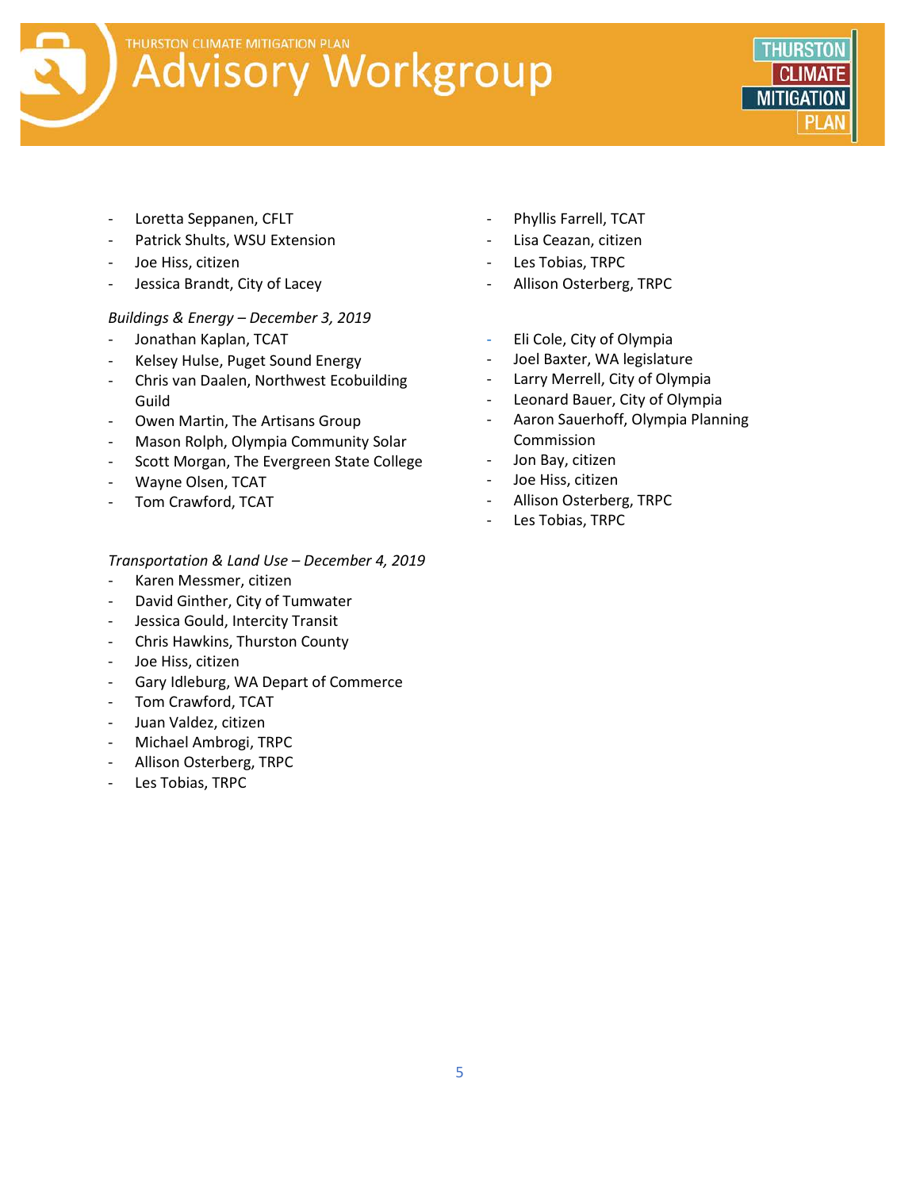- Loretta Seppanen, CFLT
- Patrick Shults, WSU Extension
- Joe Hiss, citizen
- Jessica Brandt, City of Lacey
- Phyllis Farrell, TCAT
- Lisa Ceazan, citizen
- Les Tobias, TRPC
- Allison Osterberg, TRPC

*Buildings & Energy – December 3, 2019*

- Jonathan Kaplan, TCAT
- Kelsey Hulse, Puget Sound Energy
- Chris van Daalen, Northwest Ecobuilding Guild
- Owen Martin, The Artisans Group
- Mason Rolph, Olympia Community Solar
- Scott Morgan, The Evergreen State College
- Wayne Olsen, TCAT
- Tom Crawford, TCAT
- Eli Cole, City of Olympia
- Joel Baxter, WA legislature
- Larry Merrell, City of Olympia
- Leonard Bauer, City of Olympia
- Aaron Sauerhoff, Olympia Planning Commission
- Jon Bay, citizen
- Joe Hiss, citizen
- Allison Osterberg, TRPC
- Les Tobias, TRPC

*Transportation & Land Use – December 4, 2019*

- Karen Messmer, citizen
- David Ginther, City of Tumwater
- Jessica Gould, Intercity Transit
- Chris Hawkins, Thurston County
- Joe Hiss, citizen
- Gary Idleburg, WA Depart of Commerce
- Tom Crawford, TCAT
- Juan Valdez, citizen
- Michael Ambrogi, TRPC
- Allison Osterberg, TRPC
- Les Tobias, TRPC